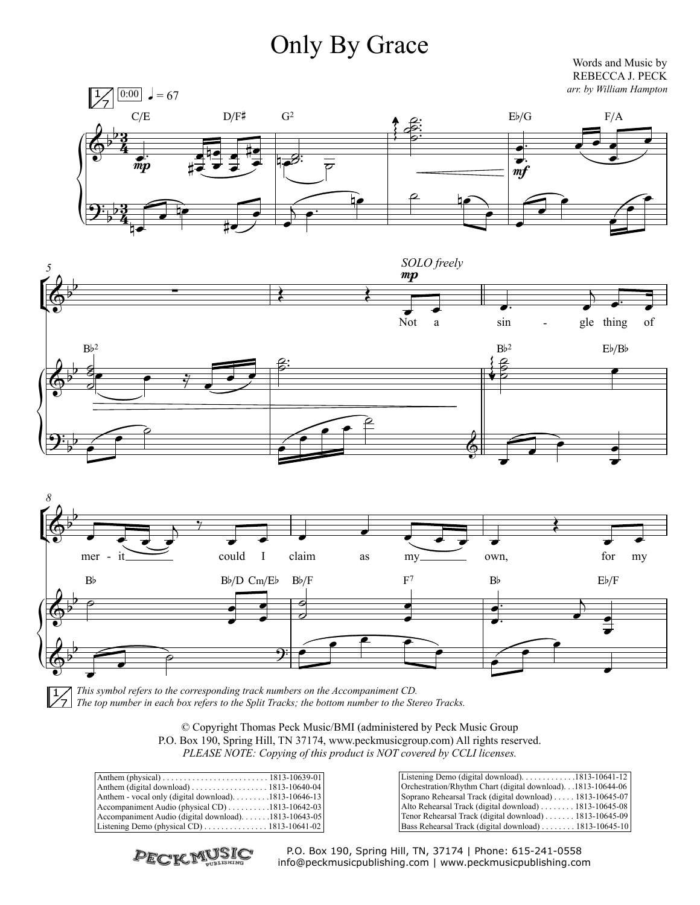# Only By Grace

Words and Music by
REBECCA J. PECK
*arr. by William Hampton*

*This symbol refers to the corresponding track numbers on the Accompaniment CD.*
*The top number in each box refers to the Split Tracks; the bottom number to the Stereo Tracks.*

© Copyright Thomas Peck Music/BMI (administered by Peck Music Group
P.O. Box 190, Spring Hill, TN 37174, www.peckmusicgroup.com) All rights reserved.
*PLEASE NOTE: Copying of this product is NOT covered by CCLI licenses.*

| | |
|---|---|
| Anthem (physical) . . . . . . . . . . . . . . . . . . . . . . . . . 1813-10639-01 | Listening Demo (digital download). . . . . . . . . . . . .1813-10641-12 |
| Anthem (digital download) . . . . . . . . . . . . . . . . . . 1813-10640-04 | Orchestration/Rhythm Chart (digital download). . .1813-10644-06 |
| Anthem - vocal only (digital download). . . . . . . . .1813-10646-13 | Soprano Rehearsal Track (digital download) . . . . . 1813-10645-07 |
| Accompaniment Audio (physical CD) . . . . . . . . . .1813-10642-03 | Alto Rehearsal Track (digital download) . . . . . . . . 1813-10645-08 |
| Accompaniment Audio (digital download). . . . . . .1813-10643-05 | Tenor Rehearsal Track (digital download) . . . . . . . 1813-10645-09 |
| Listening Demo (physical CD) . . . . . . . . . . . . . . . 1813-10641-02 | Bass Rehearsal Track (digital download) . . . . . . . . 1813-10645-10 |

P.O. Box 190, Spring Hill, TN, 37174 | Phone: 615-241-0558
info@peckmusicpublishing.com | www.peckmusicpublishing.com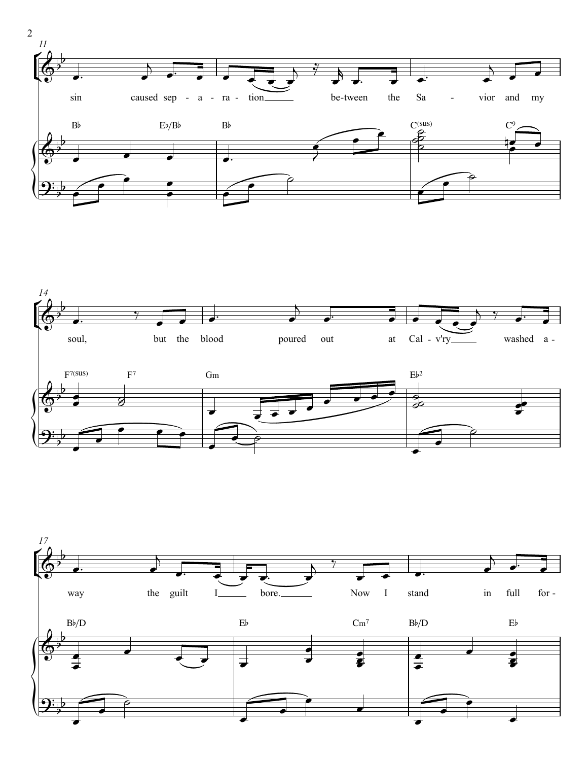11

sin caused sep - a - ra - tion ___ be-tween the Sa - vior and my

B♭ E♭/B♭ B♭ C(sus) C9

14

soul, but the blood poured out at Cal - v'ry ___ washed a -

F7(sus) F7 Gm E♭2

17

way the guilt I ___ bore. ___ Now I stand in full for -

B♭/D E♭ Cm7 B♭/D E♭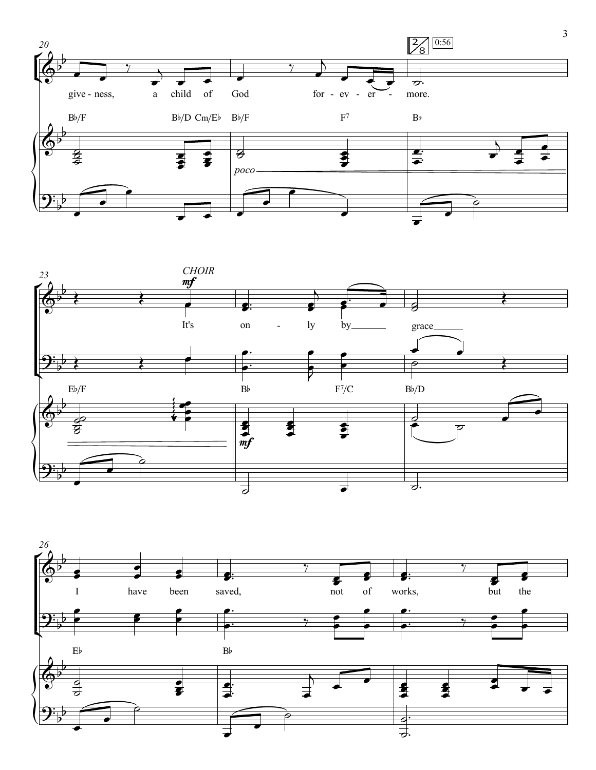give - ness, a child of God for - ev - er - more.

CHOIR

*mf*

It's on - ly by grace

I have been saved, not of works, but the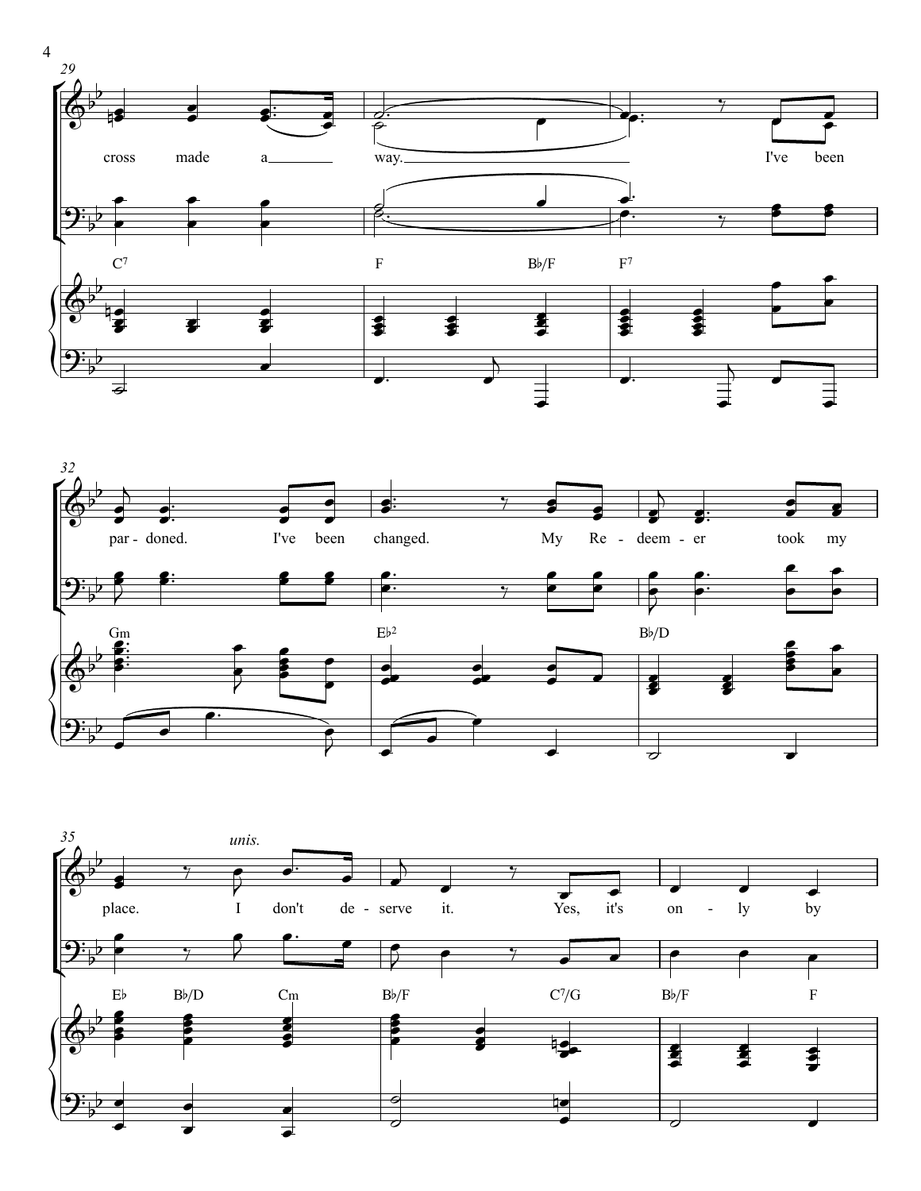29

cross made a way. I've been

C7 F B♭/F F7

32

par - doned. I've been changed. My Re - deem - er took my

Gm E♭2 B♭/D

35

*unis.*

place. I don't de - serve it. Yes, it's on - ly by

E♭ B♭/D Cm B♭/F C7/G B♭/F F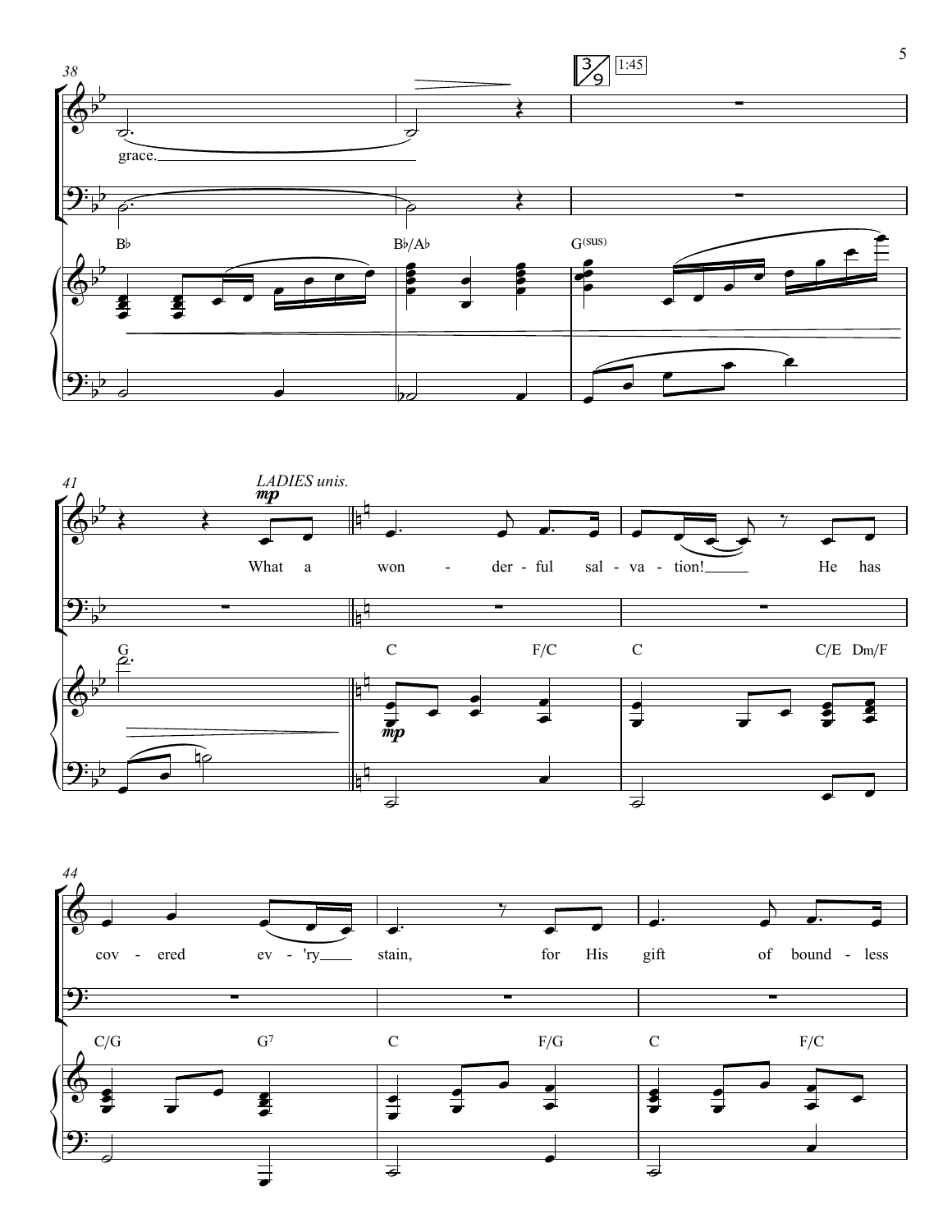38

3/9 1:45

grace.

B♭ B♭/A♭ G(sus)

41

*LADIES unis.*

*mp*

What a won - der - ful sal - va - tion! He has

G C F/C C C/E Dm/F

*mp*

44

cov - ered ev - 'ry stain, for His gift of bound - less

C/G G7 C F/G C F/C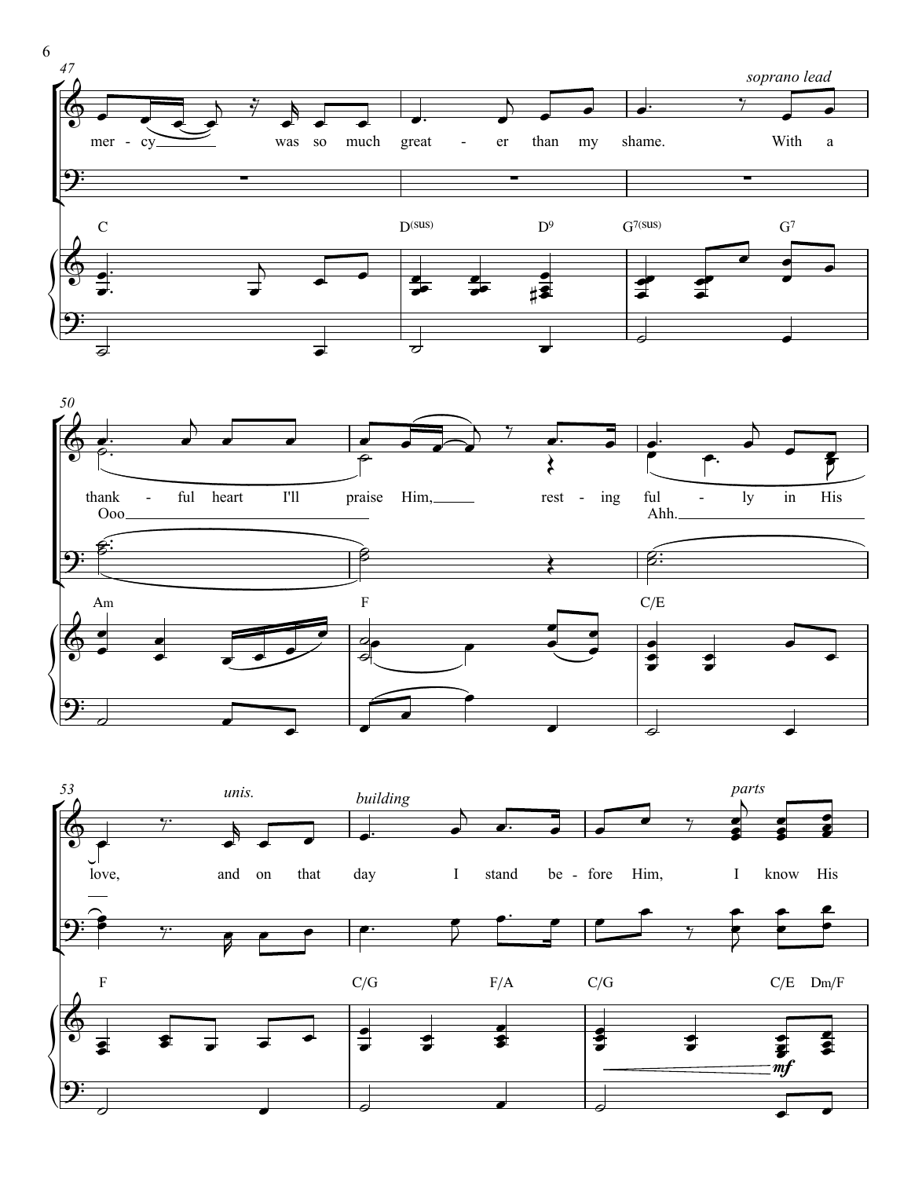47

*soprano lead*

mer - cy was so much great - er than my shame. With a

C D(sus) D9 G7(sus) G7

50

thank - ful heart I'll praise Him, rest - ing ful - ly in His

Ooo Ahh.

Am F C/E

53 *unis.* *building* *parts*

love, and on that day I stand be - fore Him, I know His

F C/G F/A C/G C/E Dm/F

*mf*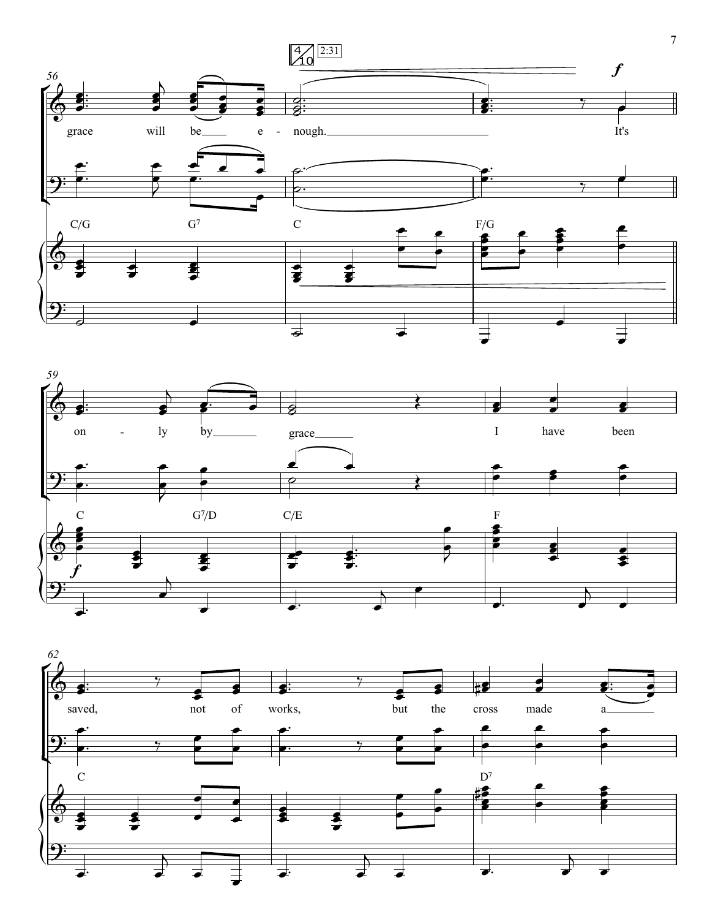56

grace will be e - nough. It's

C/G G7 C F/G

*f*

59

on - ly by grace I have been

C G7/D C/E F

62

saved, not of works, but the cross made a

C D7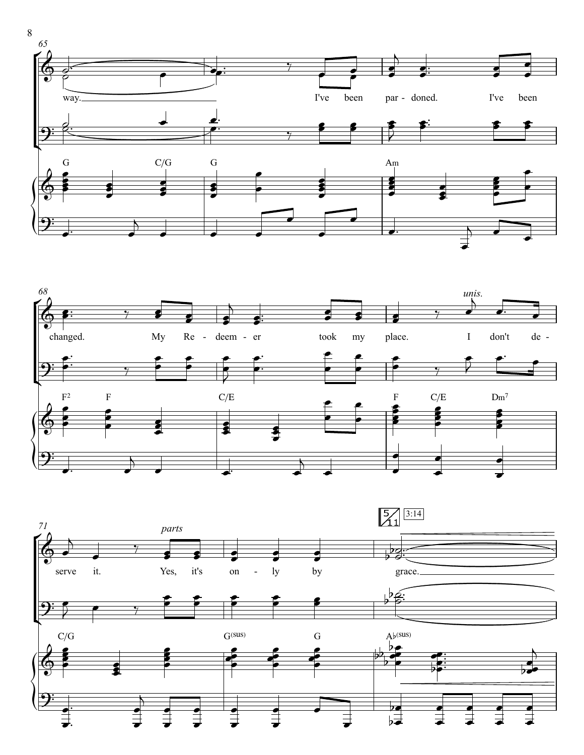65

way. I've been par - doned. I've been

G C/G G Am

68

changed. My Re - deem - er took my place. I don't de -

*unis.*

F² F C/E F C/E Dm⁷

71

*parts*

serve it. Yes, it's on - ly by grace.

5/11 3:14

C/G G(sus) G A♭(sus)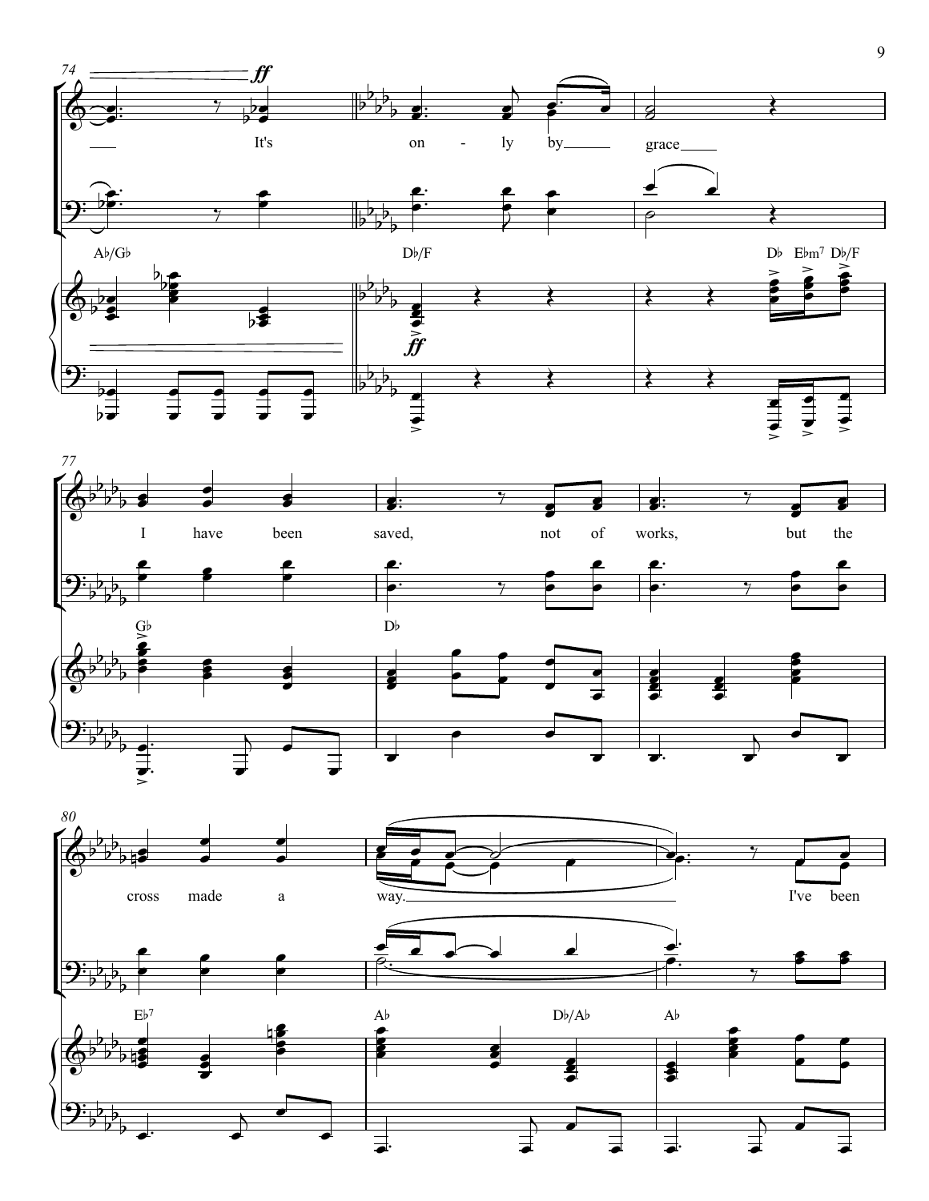It's only by grace

I have been saved, not of works, but the cross made a way.

I've been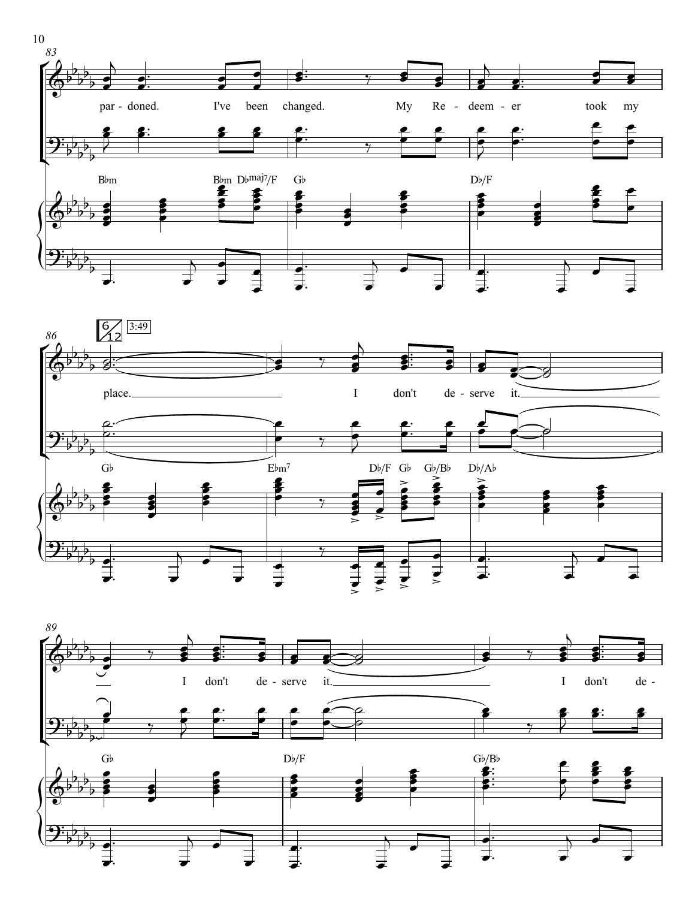83

par - doned. I've been changed. My Re - deem - er took my

B♭m B♭m D♭maj7/F G♭ D♭/F

86

6/12 3:49

place. I don't de - serve it.

G♭ E♭m7 D♭/F G♭ G♭/B♭ D♭/A♭

89

I don't de - serve it. I don't de -

G♭ D♭/F G♭/B♭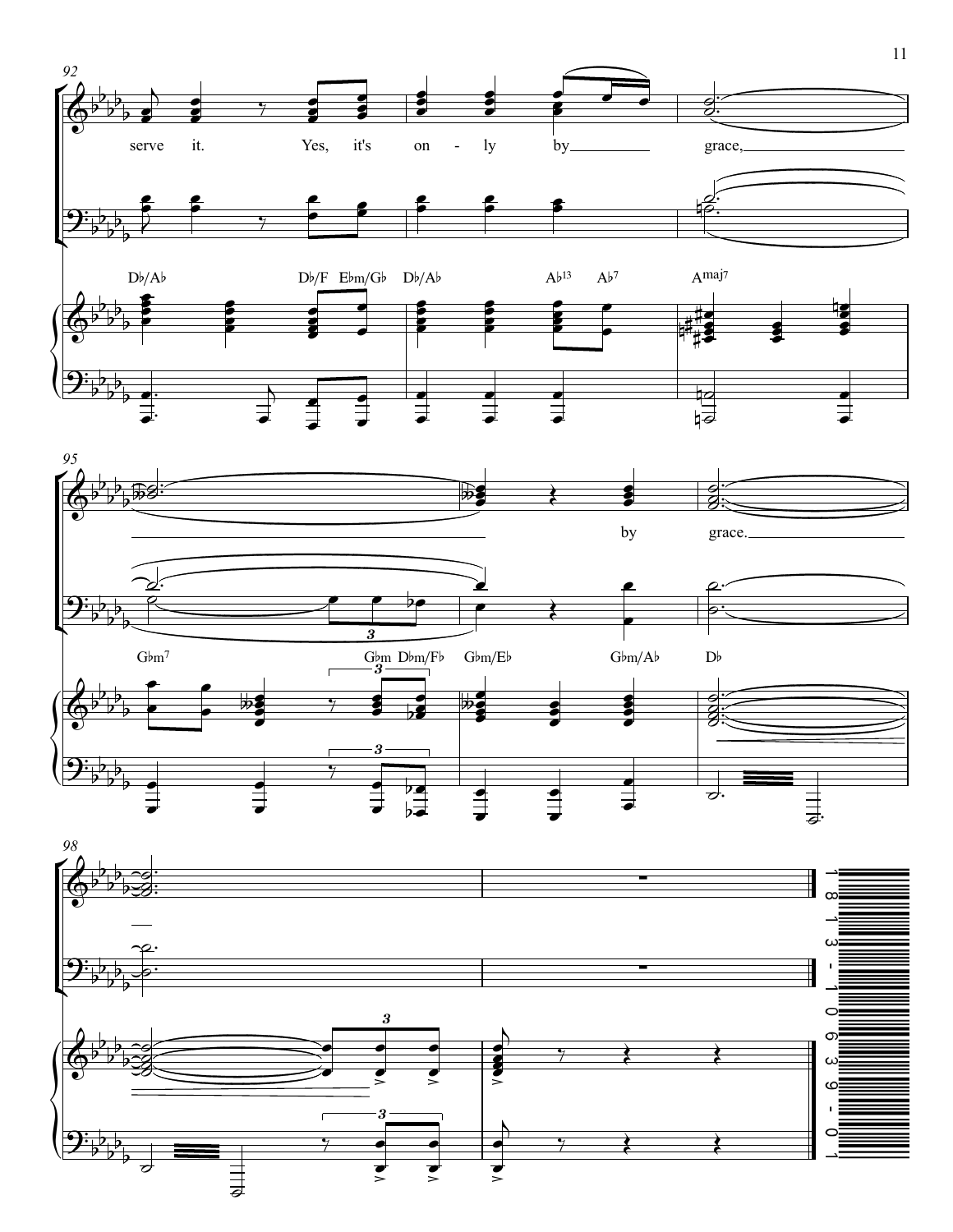serve it. Yes, it's on - ly by grace,

Db/Ab Db/F Ebm/Gb Db/Ab Ab13 Ab7 Amaj7

Gbm7 Gbm Dbm/Fb Gbm/Eb Gbm/Ab Db

by grace.

1813-10639-01